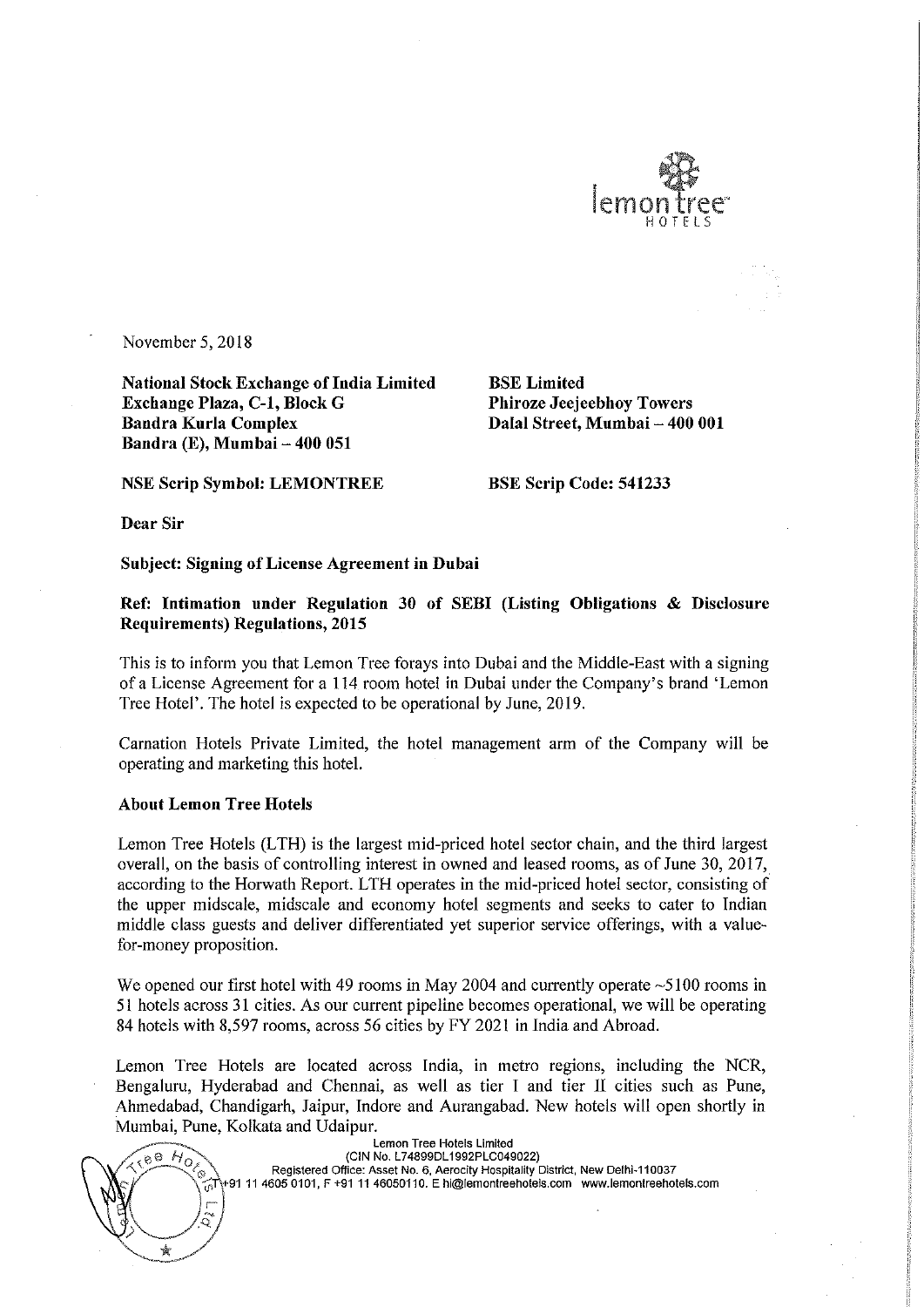November 5, 2018

**National Stock Exchange of India Limited**
**Exchange Plaza, C-1, Block G**
**Bandra Kurla Complex**
**Bandra (E), Mumbai – 400 051**

**BSE Limited**
**Phiroze Jeejeebhoy Towers**
**Dalal Street, Mumbai – 400 001**

**NSE Scrip Symbol: LEMONTREE**

**BSE Scrip Code: 541233**

**Dear Sir**

**Subject: Signing of License Agreement in Dubai**

**Ref: Intimation under Regulation 30 of SEBI (Listing Obligations & Disclosure Requirements) Regulations, 2015**

This is to inform you that Lemon Tree forays into Dubai and the Middle-East with a signing of a License Agreement for a 114 room hotel in Dubai under the Company's brand 'Lemon Tree Hotel'. The hotel is expected to be operational by June, 2019.

Carnation Hotels Private Limited, the hotel management arm of the Company will be operating and marketing this hotel.

**About Lemon Tree Hotels**

Lemon Tree Hotels (LTH) is the largest mid-priced hotel sector chain, and the third largest overall, on the basis of controlling interest in owned and leased rooms, as of June 30, 2017, according to the Horwath Report. LTH operates in the mid-priced hotel sector, consisting of the upper midscale, midscale and economy hotel segments and seeks to cater to Indian middle class guests and deliver differentiated yet superior service offerings, with a value-for-money proposition.

We opened our first hotel with 49 rooms in May 2004 and currently operate ~5100 rooms in 51 hotels across 31 cities. As our current pipeline becomes operational, we will be operating 84 hotels with 8,597 rooms, across 56 cities by FY 2021 in India and Abroad.

Lemon Tree Hotels are located across India, in metro regions, including the NCR, Bengaluru, Hyderabad and Chennai, as well as tier I and tier II cities such as Pune, Ahmedabad, Chandigarh, Jaipur, Indore and Aurangabad. New hotels will open shortly in Mumbai, Pune, Kolkata and Udaipur.

Lemon Tree Hotels Limited
(CIN No. L74899DL1992PLC049022)
Registered Office: Asset No. 6, Aerocity Hospitality District, New Delhi-110037
T +91 11 4605 0101, F +91 11 46050110. E hi@lemontreehotels.com www.lemontreehotels.com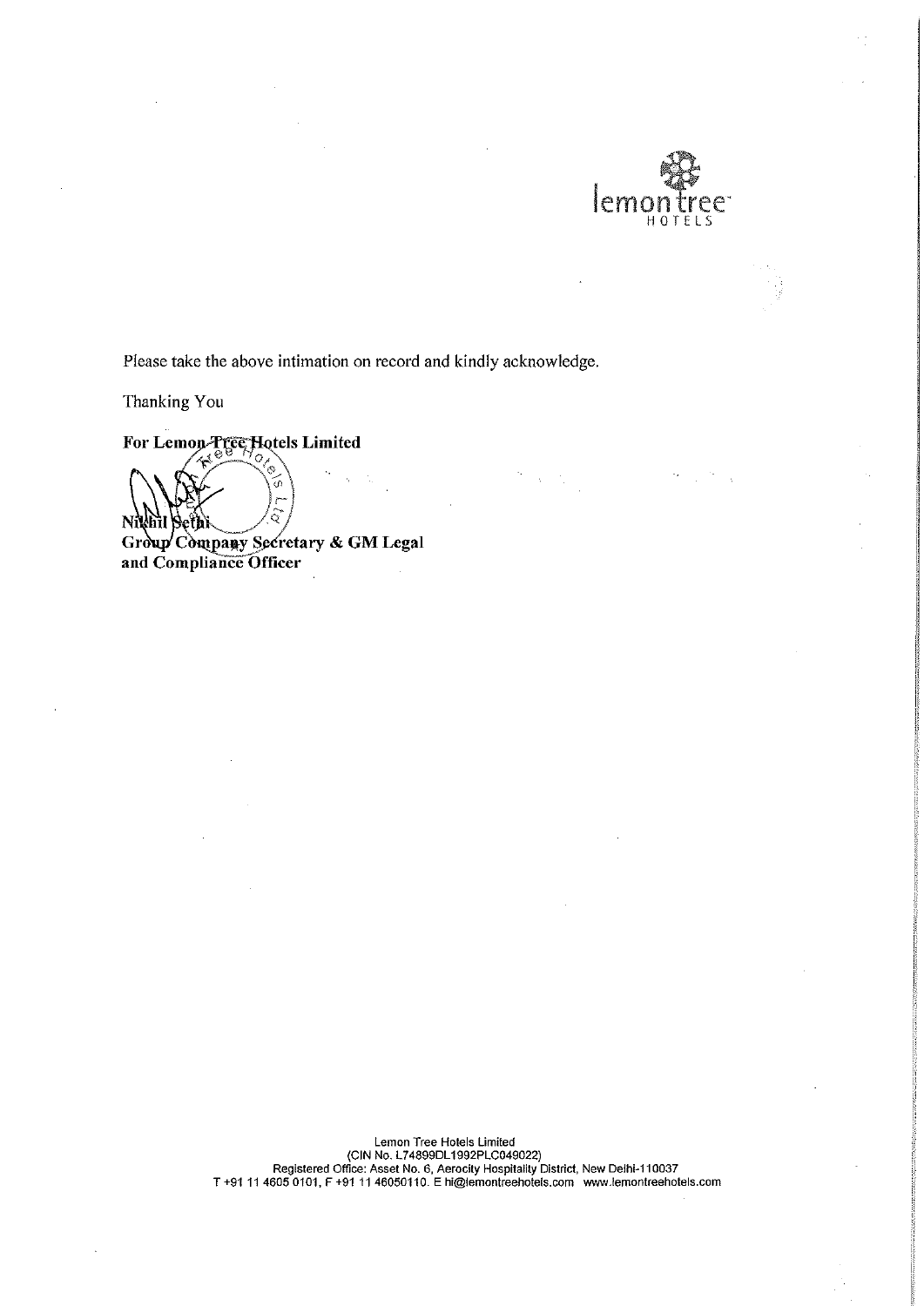Please take the above intimation on record and kindly acknowledge.

Thanking You

**For Lemon Tree Hotels Limited**

**Nikhil Sethi**
**Group Company Secretary & GM Legal and Compliance Officer**

Lemon Tree Hotels Limited
(CIN No. L74899DL1992PLC049022)
Registered Office: Asset No. 6, Aerocity Hospitality District, New Delhi-110037
T +91 11 4605 0101, F +91 11 46050110. E hi@lemontreehotels.com www.lemontreehotels.com